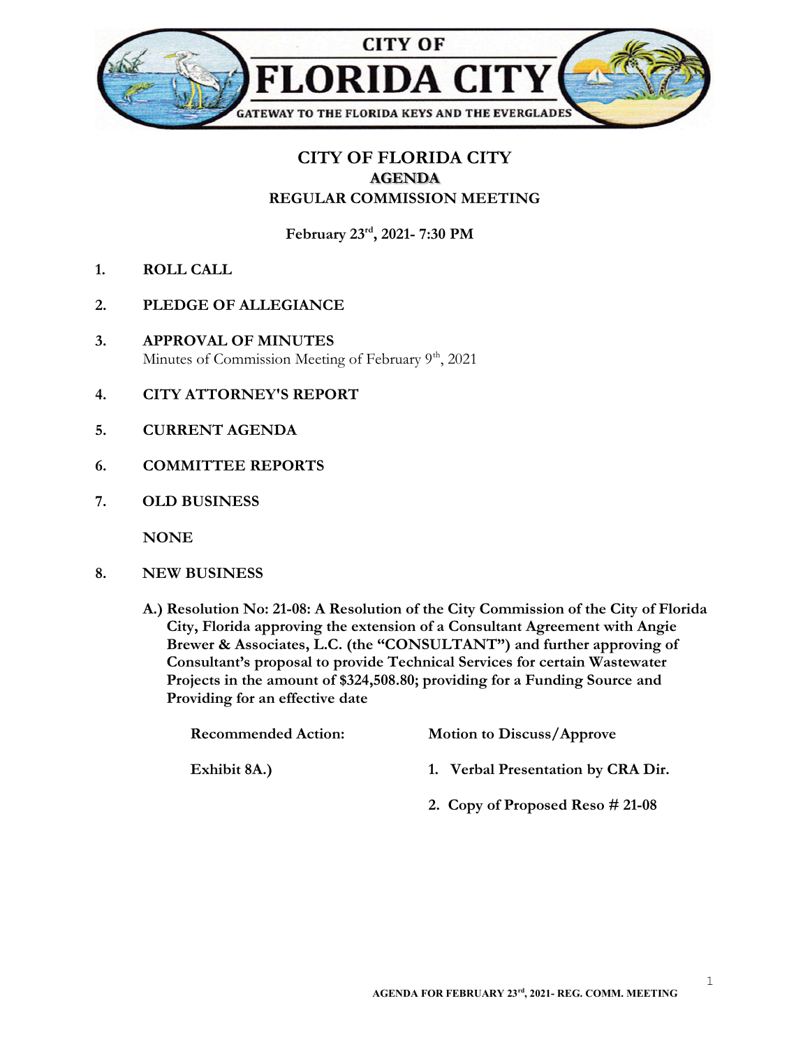CITY OF

# FLORIDA CITY

GATEWAY TO THE FLORIDA KEYS AND THE EVERGLADES

## CITY OF FLORIDA CITY
### AGENDA
### REGULAR COMMISSION MEETING

**February 23rd, 2021- 7:30 PM**

1. **ROLL CALL**

2. **PLEDGE OF ALLEGIANCE**

3. **APPROVAL OF MINUTES**
   Minutes of Commission Meeting of February 9th, 2021

4. **CITY ATTORNEY'S REPORT**

5. **CURRENT AGENDA**

6. **COMMITTEE REPORTS**

7. **OLD BUSINESS**

   **NONE**

8. **NEW BUSINESS**

   **A.) Resolution No: 21-08: A Resolution of the City Commission of the City of Florida City, Florida approving the extension of a Consultant Agreement with Angie Brewer & Associates, L.C. (the "CONSULTANT") and further approving of Consultant's proposal to provide Technical Services for certain Wastewater Projects in the amount of $324,508.80; providing for a Funding Source and Providing for an effective date**

   **Recommended Action:** **Motion to Discuss/Approve**

   **Exhibit 8A.)**
   1. **Verbal Presentation by CRA Dir.**
   2. **Copy of Proposed Reso # 21-08**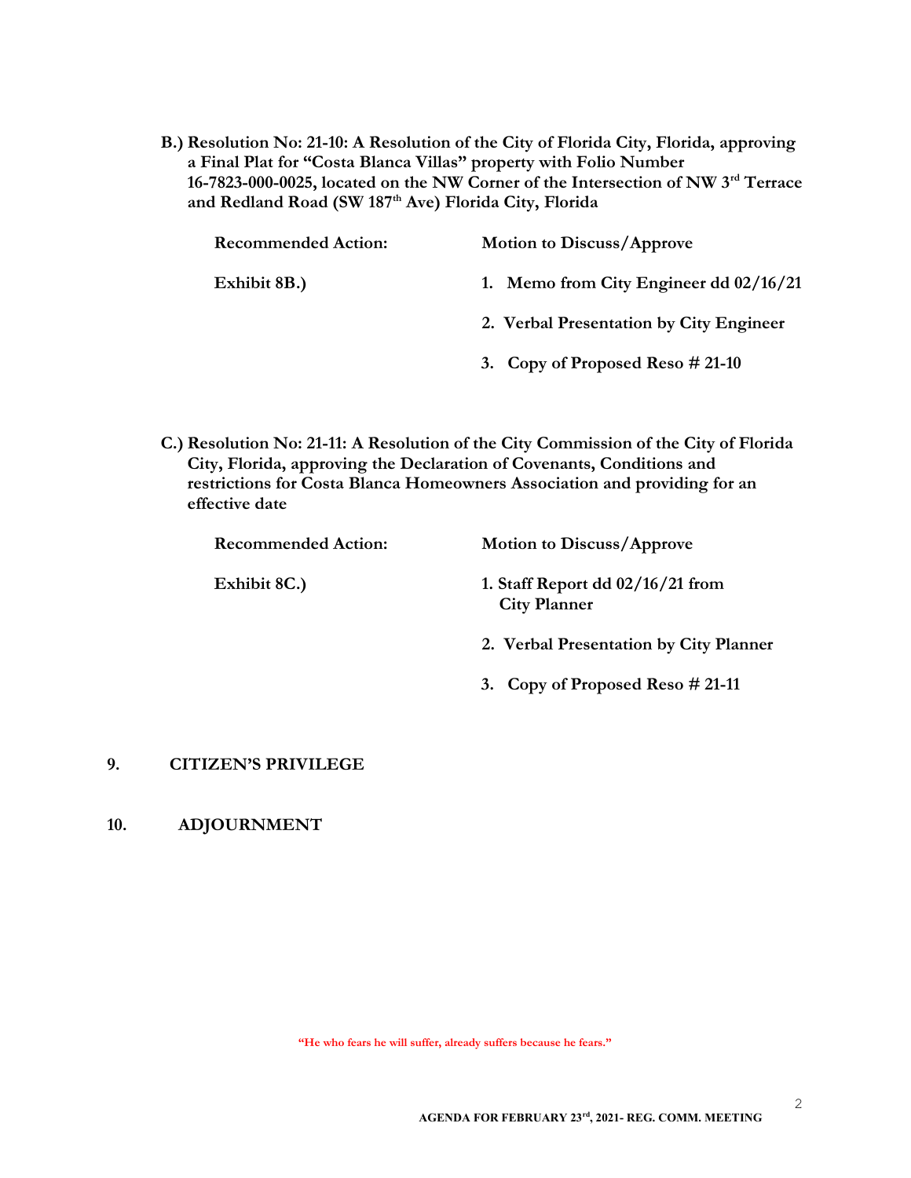**B.) Resolution No: 21-10: A Resolution of the City of Florida City, Florida, approving a Final Plat for "Costa Blanca Villas" property with Folio Number 16-7823-000-0025, located on the NW Corner of the Intersection of NW 3rd Terrace and Redland Road (SW 187th Ave) Florida City, Florida**

| | |
|---|---|
| **Recommended Action:** | **Motion to Discuss/Approve** |
| **Exhibit 8B.)** | **1. Memo from City Engineer dd 02/16/21** |
| | **2. Verbal Presentation by City Engineer** |
| | **3. Copy of Proposed Reso # 21-10** |

**C.) Resolution No: 21-11: A Resolution of the City Commission of the City of Florida City, Florida, approving the Declaration of Covenants, Conditions and restrictions for Costa Blanca Homeowners Association and providing for an effective date**

| | |
|---|---|
| **Recommended Action:** | **Motion to Discuss/Approve** |
| **Exhibit 8C.)** | **1. Staff Report dd 02/16/21 from City Planner** |
| | **2. Verbal Presentation by City Planner** |
| | **3. Copy of Proposed Reso # 21-11** |

## 9. CITIZEN'S PRIVILEGE

## 10. ADJOURNMENT

**"He who fears he will suffer, already suffers because he fears."**